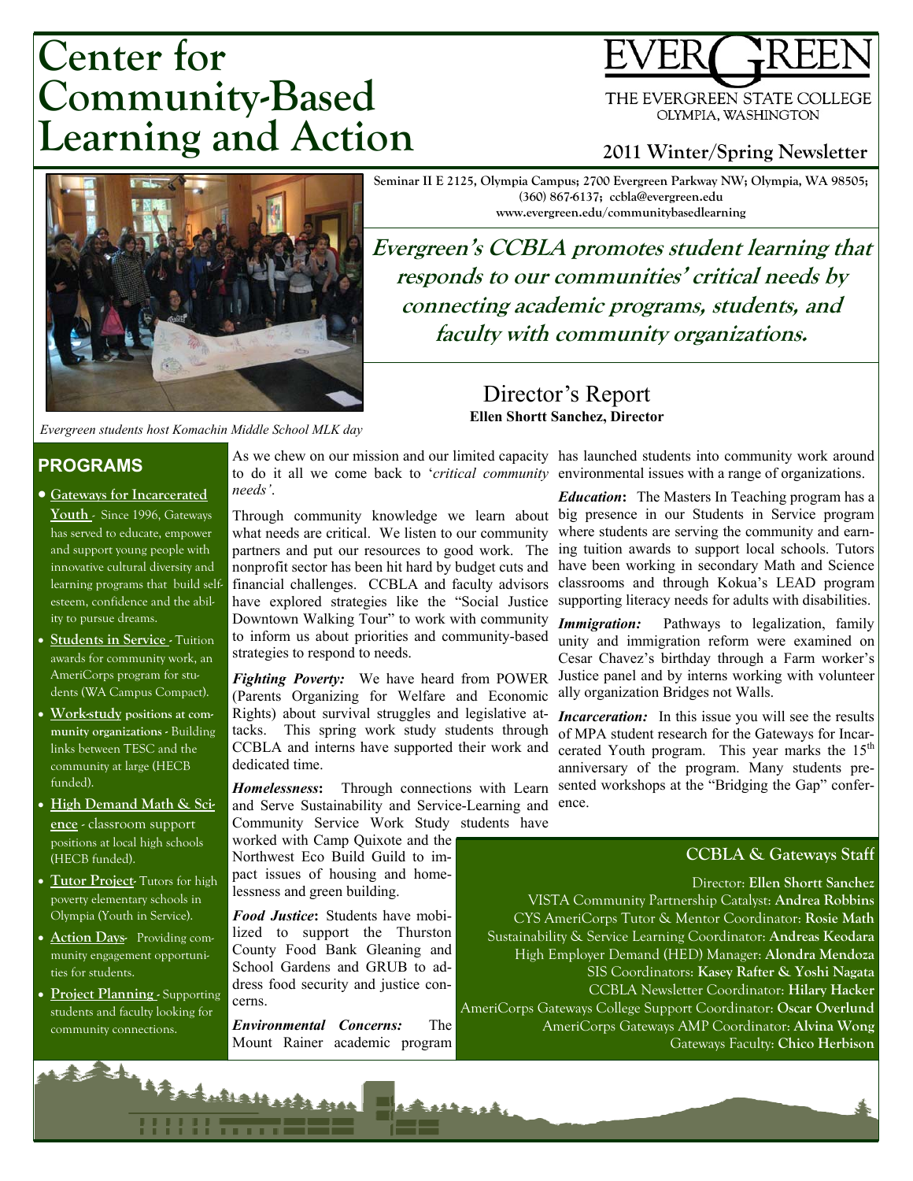# Center for Community-Based Learning and Action

THE EVERGREEN STATE COLLEGE
OLYMPIA, WASHINGTON

**2011 Winter/Spring Newsletter**

Seminar II E 2125, Olympia Campus; 2700 Evergreen Parkway NW; Olympia, WA 98505; (360) 867-6137; ccbla@evergreen.edu
www.evergreen.edu/communitybasedlearning

*Evergreen students host Komachin Middle School MLK day*

**Evergreen's CCBLA promotes student learning that responds to our communities' critical needs by connecting academic programs, students, and faculty with community organizations.**

## PROGRAMS

- **Gateways for Incarcerated Youth** - Since 1996, Gateways has served to educate, empower and support young people with innovative cultural diversity and learning programs that build self-esteem, confidence and the ability to pursue dreams.
- **Students in Service** - Tuition awards for community work, an AmeriCorps program for students (WA Campus Compact).
- **Work-study positions at community organizations** - Building links between TESC and the community at large (HECB funded).
- **High Demand Math & Science** - classroom support positions at local high schools (HECB funded).
- **Tutor Project**- Tutors for high poverty elementary schools in Olympia (Youth in Service).
- **Action Days**- Providing community engagement opportunities for students.
- **Project Planning** - Supporting students and faculty looking for community connections.

## Director's Report

**Ellen Shortt Sanchez, Director**

As we chew on our mission and our limited capacity to do it all we come back to '*critical community needs'*.

Through community knowledge we learn about what needs are critical. We listen to our community partners and put our resources to good work. The nonprofit sector has been hit hard by budget cuts and financial challenges. CCBLA and faculty advisors have explored strategies like the "Social Justice Downtown Walking Tour" to work with community to inform us about priorities and community-based strategies to respond to needs.

***Fighting Poverty:*** We have heard from POWER (Parents Organizing for Welfare and Economic Rights) about survival struggles and legislative attacks. This spring work study students through CCBLA and interns have supported their work and dedicated time.

***Homelessness*****:** Through connections with Learn and Serve Sustainability and Service-Learning and Community Service Work Study students have worked with Camp Quixote and the Northwest Eco Build Guild to impact issues of housing and homelessness and green building.

***Food Justice*****:** Students have mobilized to support the Thurston County Food Bank Gleaning and School Gardens and GRUB to address food security and justice concerns.

***Environmental Concerns:*** The Mount Rainer academic program has launched students into community work around environmental issues with a range of organizations.

***Education*****:** The Masters In Teaching program has a big presence in our Students in Service program where students are serving the community and earning tuition awards to support local schools. Tutors have been working in secondary Math and Science classrooms and through Kokua's LEAD program supporting literacy needs for adults with disabilities.

***Immigration:*** Pathways to legalization, family unity and immigration reform were examined on Cesar Chavez's birthday through a Farm worker's Justice panel and by interns working with volunteer ally organization Bridges not Walls.

***Incarceration:*** In this issue you will see the results of MPA student research for the Gateways for Incarcerated Youth program. This year marks the 15th anniversary of the program. Many students presented workshops at the "Bridging the Gap" conference.

### CCBLA & Gateways Staff

Director: **Ellen Shortt Sanchez**
VISTA Community Partnership Catalyst: **Andrea Robbins**
CYS AmeriCorps Tutor & Mentor Coordinator: **Rosie Math**
Sustainability & Service Learning Coordinator: **Andreas Keodara**
High Employer Demand (HED) Manager: **Alondra Mendoza**
SIS Coordinators: **Kasey Rafter & Yoshi Nagata**
CCBLA Newsletter Coordinator: **Hilary Hacker**
AmeriCorps Gateways College Support Coordinator: **Oscar Overlund**
AmeriCorps Gateways AMP Coordinator: **Alvina Wong**
Gateways Faculty: **Chico Herbison**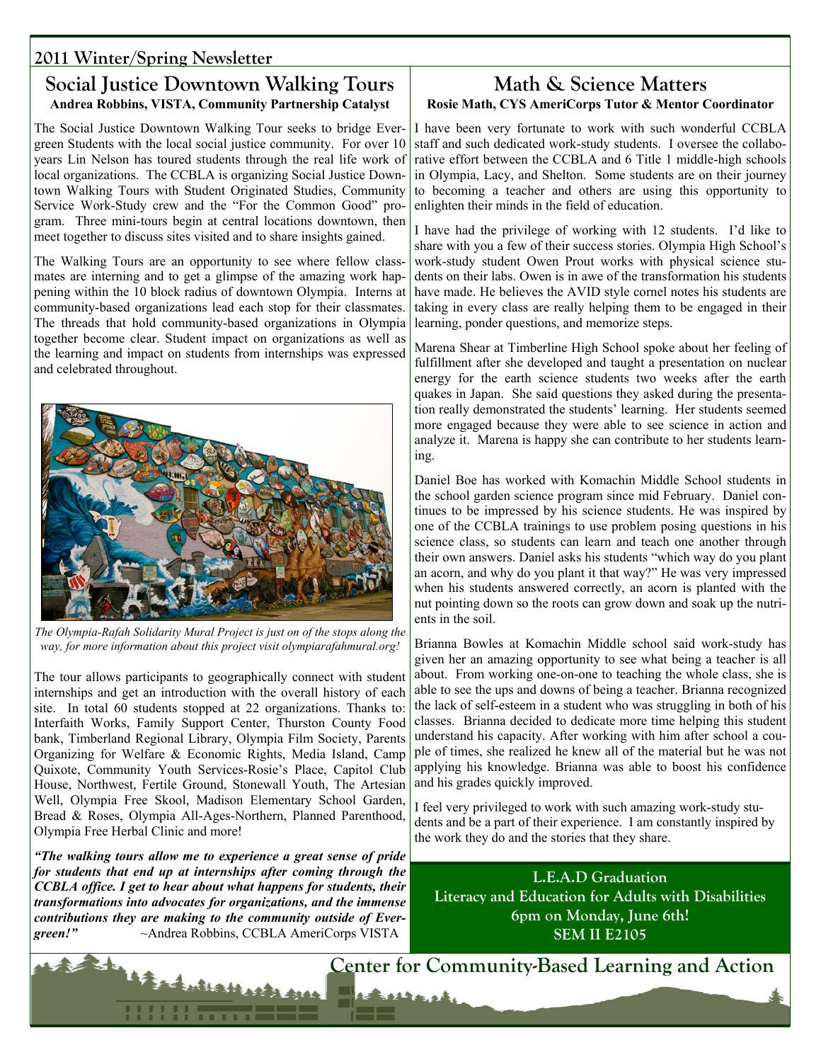2011 Winter/Spring Newsletter

## Social Justice Downtown Walking Tours

**Andrea Robbins, VISTA, Community Partnership Catalyst**

The Social Justice Downtown Walking Tour seeks to bridge Evergreen Students with the local social justice community. For over 10 years Lin Nelson has toured students through the real life work of local organizations. The CCBLA is organizing Social Justice Downtown Walking Tours with Student Originated Studies, Community Service Work-Study crew and the "For the Common Good" program. Three mini-tours begin at central locations downtown, then meet together to discuss sites visited and to share insights gained.

The Walking Tours are an opportunity to see where fellow classmates are interning and to get a glimpse of the amazing work happening within the 10 block radius of downtown Olympia. Interns at community-based organizations lead each stop for their classmates. The threads that hold community-based organizations in Olympia together become clear. Student impact on organizations as well as the learning and impact on students from internships was expressed and celebrated throughout.

*The Olympia-Rafah Solidarity Mural Project is just on of the stops along the way, for more information about this project visit olympiarafahmural.org!*

The tour allows participants to geographically connect with student internships and get an introduction with the overall history of each site. In total 60 students stopped at 22 organizations. Thanks to: Interfaith Works, Family Support Center, Thurston County Food bank, Timberland Regional Library, Olympia Film Society, Parents Organizing for Welfare & Economic Rights, Media Island, Camp Quixote, Community Youth Services-Rosie's Place, Capitol Club House, Northwest, Fertile Ground, Stonewall Youth, The Artesian Well, Olympia Free Skool, Madison Elementary School Garden, Bread & Roses, Olympia All-Ages-Northern, Planned Parenthood, Olympia Free Herbal Clinic and more!

***"The walking tours allow me to experience a great sense of pride for students that end up at internships after coming through the CCBLA office. I get to hear about what happens for students, their transformations into advocates for organizations, and the immense contributions they are making to the community outside of Evergreen!"*** ~Andrea Robbins, CCBLA AmeriCorps VISTA

## Math & Science Matters

**Rosie Math, CYS AmeriCorps Tutor & Mentor Coordinator**

I have been very fortunate to work with such wonderful CCBLA staff and such dedicated work-study students. I oversee the collaborative effort between the CCBLA and 6 Title 1 middle-high schools in Olympia, Lacy, and Shelton. Some students are on their journey to becoming a teacher and others are using this opportunity to enlighten their minds in the field of education.

I have had the privilege of working with 12 students. I'd like to share with you a few of their success stories. Olympia High School's work-study student Owen Prout works with physical science students on their labs. Owen is in awe of the transformation his students have made. He believes the AVID style cornel notes his students are taking in every class are really helping them to be engaged in their learning, ponder questions, and memorize steps.

Marena Shear at Timberline High School spoke about her feeling of fulfillment after she developed and taught a presentation on nuclear energy for the earth science students two weeks after the earth quakes in Japan. She said questions they asked during the presentation really demonstrated the students' learning. Her students seemed more engaged because they were able to see science in action and analyze it. Marena is happy she can contribute to her students learning.

Daniel Boe has worked with Komachin Middle School students in the school garden science program since mid February. Daniel continues to be impressed by his science students. He was inspired by one of the CCBLA trainings to use problem posing questions in his science class, so students can learn and teach one another through their own answers. Daniel asks his students "which way do you plant an acorn, and why do you plant it that way?" He was very impressed when his students answered correctly, an acorn is planted with the nut pointing down so the roots can grow down and soak up the nutrients in the soil.

Brianna Bowles at Komachin Middle school said work-study has given her an amazing opportunity to see what being a teacher is all about. From working one-on-one to teaching the whole class, she is able to see the ups and downs of being a teacher. Brianna recognized the lack of self-esteem in a student who was struggling in both of his classes. Brianna decided to dedicate more time helping this student understand his capacity. After working with him after school a couple of times, she realized he knew all of the material but he was not applying his knowledge. Brianna was able to boost his confidence and his grades quickly improved.

I feel very privileged to work with such amazing work-study students and be a part of their experience. I am constantly inspired by the work they do and the stories that they share.

**L.E.A.D Graduation**
**Literacy and Education for Adults with Disabilities**
**6pm on Monday, June 6th!**
**SEM II E2105**

Center for Community-Based Learning and Action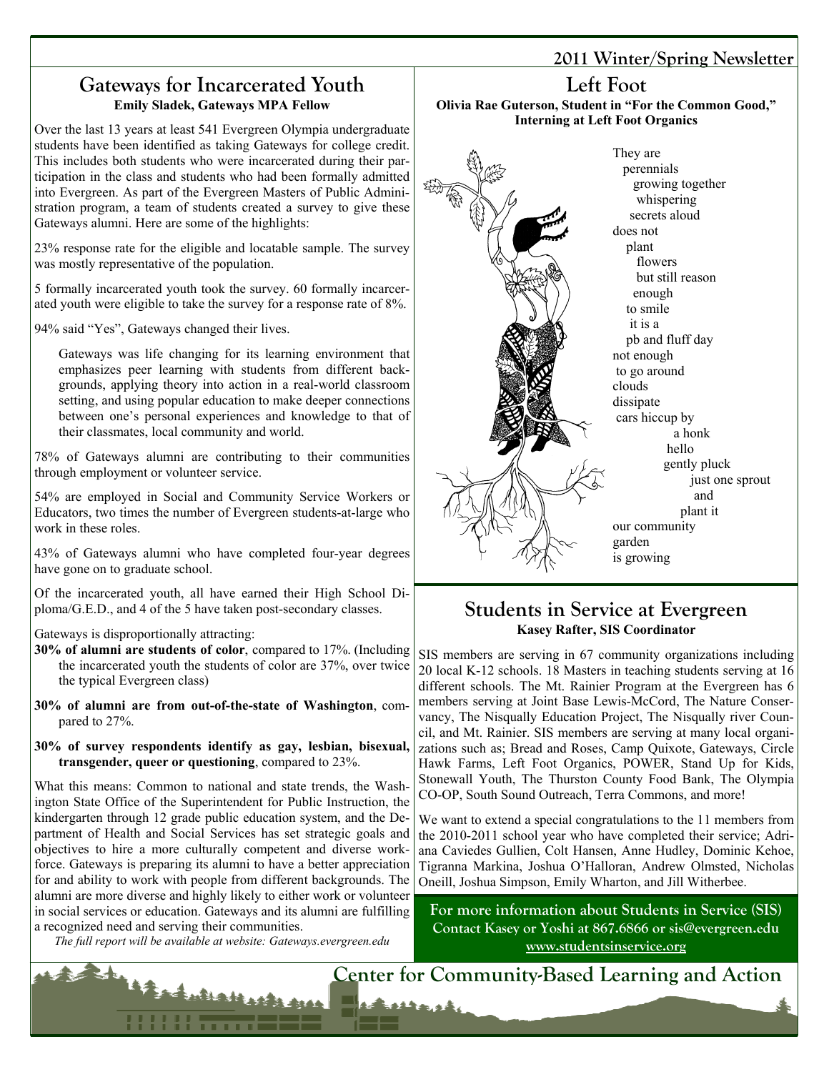## Gateways for Incarcerated Youth

**Emily Sladek, Gateways MPA Fellow**

Over the last 13 years at least 541 Evergreen Olympia undergraduate students have been identified as taking Gateways for college credit. This includes both students who were incarcerated during their participation in the class and students who had been formally admitted into Evergreen. As part of the Evergreen Masters of Public Administration program, a team of students created a survey to give these Gateways alumni. Here are some of the highlights:

23% response rate for the eligible and locatable sample. The survey was mostly representative of the population.

5 formally incarcerated youth took the survey. 60 formally incarcerated youth were eligible to take the survey for a response rate of 8%.

94% said "Yes", Gateways changed their lives.

> Gateways was life changing for its learning environment that emphasizes peer learning with students from different backgrounds, applying theory into action in a real-world classroom setting, and using popular education to make deeper connections between one's personal experiences and knowledge to that of their classmates, local community and world.

78% of Gateways alumni are contributing to their communities through employment or volunteer service.

54% are employed in Social and Community Service Workers or Educators, two times the number of Evergreen students-at-large who work in these roles.

43% of Gateways alumni who have completed four-year degrees have gone on to graduate school.

Of the incarcerated youth, all have earned their High School Diploma/G.E.D., and 4 of the 5 have taken post-secondary classes.

Gateways is disproportionally attracting:

- **30% of alumni are students of color**, compared to 17%. (Including the incarcerated youth the students of color are 37%, over twice the typical Evergreen class)
- **30% of alumni are from out-of-the-state of Washington**, compared to 27%.
- **30% of survey respondents identify as gay, lesbian, bisexual, transgender, queer or questioning**, compared to 23%.

What this means: Common to national and state trends, the Washington State Office of the Superintendent for Public Instruction, the kindergarten through 12 grade public education system, and the Department of Health and Social Services has set strategic goals and objectives to hire a more culturally competent and diverse workforce. Gateways is preparing its alumni to have a better appreciation for and ability to work with people from different backgrounds. The alumni are more diverse and highly likely to either work or volunteer in social services or education. Gateways and its alumni are fulfilling a recognized need and serving their communities.

*The full report will be available at website: Gateways.evergreen.edu*

## Left Foot

**Olivia Rae Guterson, Student in "For the Common Good," Interning at Left Foot Organics**

They are
perennials
growing together
whispering
secrets aloud
does not
plant
flowers
but still reason
enough
to smile
it is a
pb and fluff day
not enough
to go around
clouds
dissipate
cars hiccup by
a honk
hello
gently pluck
just one sprout
and
plant it
our community
garden
is growing

## Students in Service at Evergreen

**Kasey Rafter, SIS Coordinator**

SIS members are serving in 67 community organizations including 20 local K-12 schools. 18 Masters in teaching students serving at 16 different schools. The Mt. Rainier Program at the Evergreen has 6 members serving at Joint Base Lewis-McCord, The Nature Conservancy, The Nisqually Education Project, The Nisqually river Council, and Mt. Rainier. SIS members are serving at many local organizations such as; Bread and Roses, Camp Quixote, Gateways, Circle Hawk Farms, Left Foot Organics, POWER, Stand Up for Kids, Stonewall Youth, The Thurston County Food Bank, The Olympia CO-OP, South Sound Outreach, Terra Commons, and more!

We want to extend a special congratulations to the 11 members from the 2010-2011 school year who have completed their service; Adriana Caviedes Gullien, Colt Hansen, Anne Hudley, Dominic Kehoe, Tigranna Markina, Joshua O'Halloran, Andrew Olmsted, Nicholas Oneill, Joshua Simpson, Emily Wharton, and Jill Witherbee.

**For more information about Students in Service (SIS)**
**Contact Kasey or Yoshi at 867.6866 or sis@evergreen.edu**
**www.studentsinservice.org**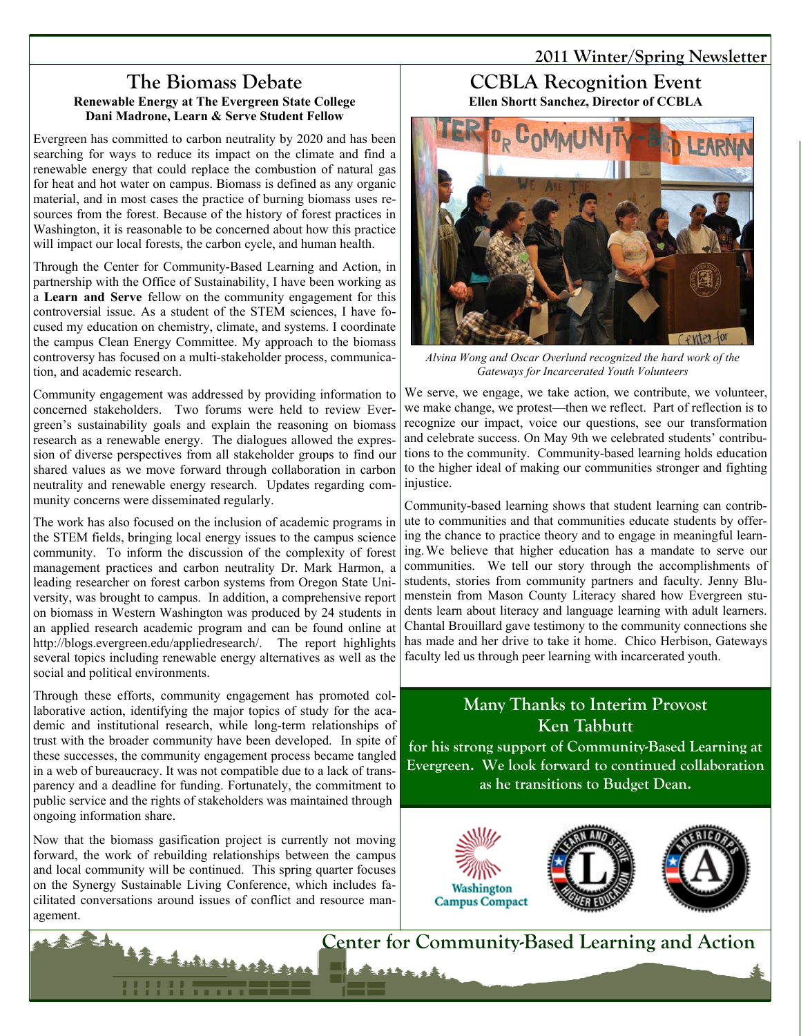## The Biomass Debate

**Renewable Energy at The Evergreen State College**
**Dani Madrone, Learn & Serve Student Fellow**

Evergreen has committed to carbon neutrality by 2020 and has been searching for ways to reduce its impact on the climate and find a renewable energy that could replace the combustion of natural gas for heat and hot water on campus. Biomass is defined as any organic material, and in most cases the practice of burning biomass uses resources from the forest. Because of the history of forest practices in Washington, it is reasonable to be concerned about how this practice will impact our local forests, the carbon cycle, and human health.

Through the Center for Community-Based Learning and Action, in partnership with the Office of Sustainability, I have been working as a **Learn and Serve** fellow on the community engagement for this controversial issue. As a student of the STEM sciences, I have focused my education on chemistry, climate, and systems. I coordinate the campus Clean Energy Committee. My approach to the biomass controversy has focused on a multi-stakeholder process, communication, and academic research.

Community engagement was addressed by providing information to concerned stakeholders. Two forums were held to review Evergreen's sustainability goals and explain the reasoning on biomass research as a renewable energy. The dialogues allowed the expression of diverse perspectives from all stakeholder groups to find our shared values as we move forward through collaboration in carbon neutrality and renewable energy research. Updates regarding community concerns were disseminated regularly.

The work has also focused on the inclusion of academic programs in the STEM fields, bringing local energy issues to the campus science community. To inform the discussion of the complexity of forest management practices and carbon neutrality Dr. Mark Harmon, a leading researcher on forest carbon systems from Oregon State University, was brought to campus. In addition, a comprehensive report on biomass in Western Washington was produced by 24 students in an applied research academic program and can be found online at http://blogs.evergreen.edu/appliedresearch/. The report highlights several topics including renewable energy alternatives as well as the social and political environments.

Through these efforts, community engagement has promoted collaborative action, identifying the major topics of study for the academic and institutional research, while long-term relationships of trust with the broader community have been developed. In spite of these successes, the community engagement process became tangled in a web of bureaucracy. It was not compatible due to a lack of transparency and a deadline for funding. Fortunately, the commitment to public service and the rights of stakeholders was maintained through ongoing information share.

Now that the biomass gasification project is currently not moving forward, the work of rebuilding relationships between the campus and local community will be continued. This spring quarter focuses on the Synergy Sustainable Living Conference, which includes facilitated conversations around issues of conflict and resource management.

## CCBLA Recognition Event

**Ellen Shortt Sanchez, Director of CCBLA**

*Alvina Wong and Oscar Overlund recognized the hard work of the Gateways for Incarcerated Youth Volunteers*

We serve, we engage, we take action, we contribute, we volunteer, we make change, we protest—then we reflect. Part of reflection is to recognize our impact, voice our questions, see our transformation and celebrate success. On May 9th we celebrated students' contributions to the community. Community-based learning holds education to the higher ideal of making our communities stronger and fighting injustice.

Community-based learning shows that student learning can contribute to communities and that communities educate students by offering the chance to practice theory and to engage in meaningful learning. We believe that higher education has a mandate to serve our communities. We tell our story through the accomplishments of students, stories from community partners and faculty. Jenny Blumenstein from Mason County Literacy shared how Evergreen students learn about literacy and language learning with adult learners. Chantal Brouillard gave testimony to the community connections she has made and her drive to take it home. Chico Herbison, Gateways faculty led us through peer learning with incarcerated youth.

**Many Thanks to Interim Provost Ken Tabbutt**

**for his strong support of Community-Based Learning at Evergreen. We look forward to continued collaboration as he transitions to Budget Dean.**

Washington Campus Compact

**Center for Community-Based Learning and Action**